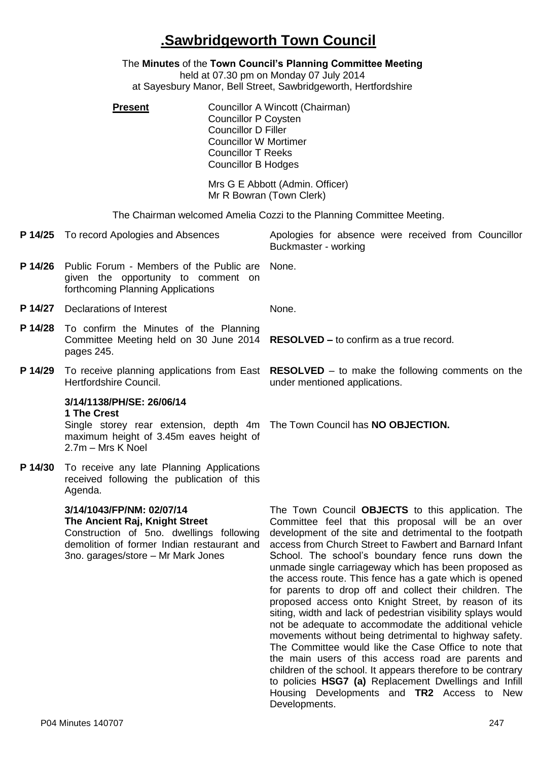# .Sawbridgeworth Town Council

The **Minutes** of the **Town Council's Planning Committee Meeting**
held at 07.30 pm on Monday 07 July 2014
at Sayesbury Manor, Bell Street, Sawbridgeworth, Hertfordshire

**Present**

Councillor A Wincott (Chairman)
Councillor P Coysten
Councillor D Filler
Councillor W Mortimer
Councillor T Reeks
Councillor B Hodges

Mrs G E Abbott (Admin. Officer)
Mr R Bowran (Town Clerk)

The Chairman welcomed Amelia Cozzi to the Planning Committee Meeting.

**P 14/25** To record Apologies and Absences

Apologies for absence were received from Councillor Buckmaster - working

**P 14/26** Public Forum - Members of the Public are given the opportunity to comment on forthcoming Planning Applications

None.

**P 14/27** Declarations of Interest

None.

**P 14/28** To confirm the Minutes of the Planning Committee Meeting held on 30 June 2014 pages 245.

**RESOLVED –** to confirm as a true record.

**P 14/29** To receive planning applications from East Hertfordshire Council.

**RESOLVED** – to make the following comments on the under mentioned applications.

**3/14/1138/PH/SE: 26/06/14**
**1 The Crest**
Single storey rear extension, depth 4m maximum height of 3.45m eaves height of 2.7m – Mrs K Noel

The Town Council has **NO OBJECTION.**

**P 14/30** To receive any late Planning Applications received following the publication of this Agenda.

**3/14/1043/FP/NM: 02/07/14**
**The Ancient Raj, Knight Street**
Construction of 5no. dwellings following demolition of former Indian restaurant and 3no. garages/store – Mr Mark Jones

The Town Council **OBJECTS** to this application. The Committee feel that this proposal will be an over development of the site and detrimental to the footpath access from Church Street to Fawbert and Barnard Infant School. The school's boundary fence runs down the unmade single carriageway which has been proposed as the access route. This fence has a gate which is opened for parents to drop off and collect their children. The proposed access onto Knight Street, by reason of its siting, width and lack of pedestrian visibility splays would not be adequate to accommodate the additional vehicle movements without being detrimental to highway safety. The Committee would like the Case Office to note that the main users of this access road are parents and children of the school. It appears therefore to be contrary to policies **HSG7 (a)** Replacement Dwellings and Infill Housing Developments and **TR2** Access to New Developments.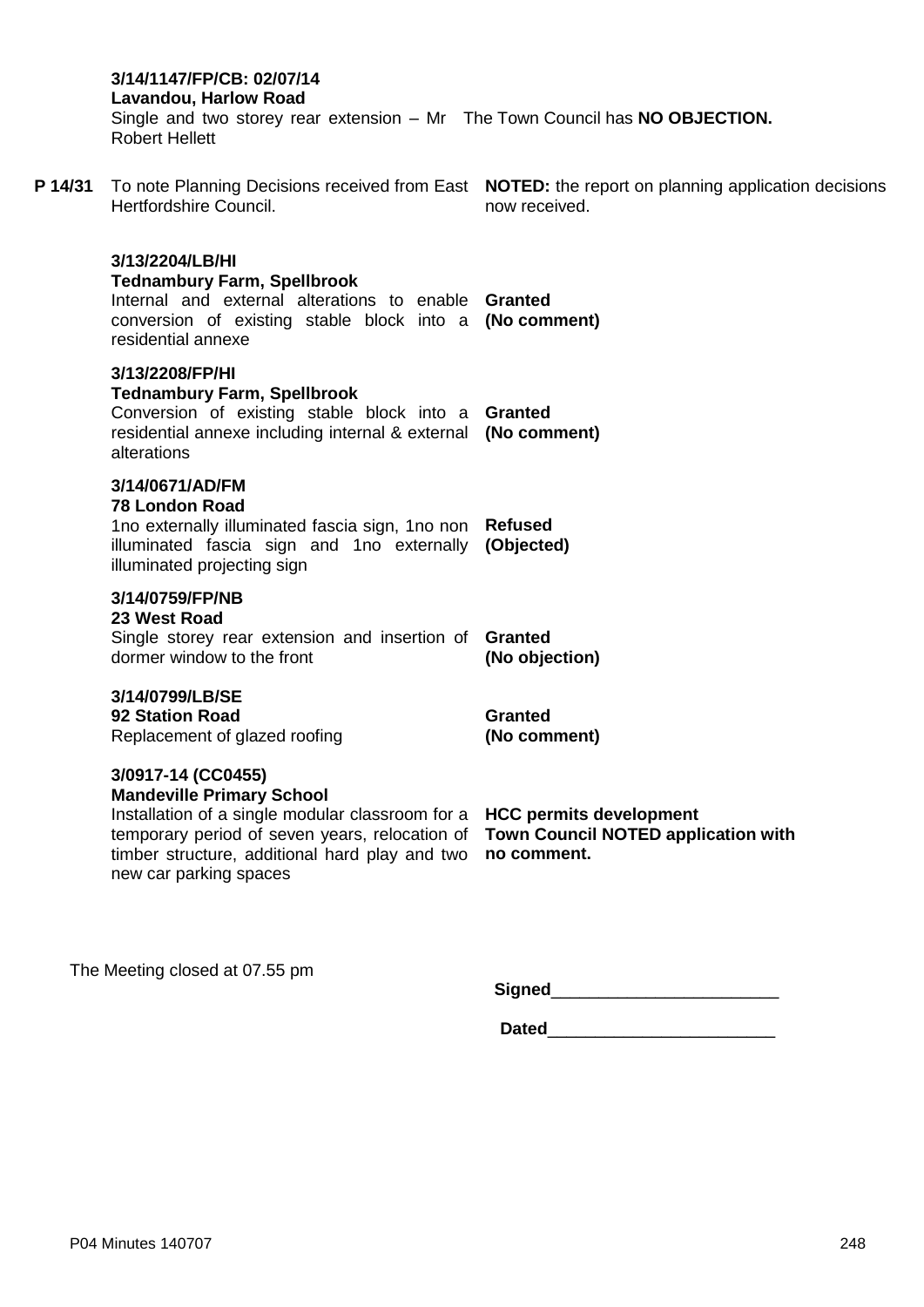**3/14/1147/FP/CB: 02/07/14**
**Lavandou, Harlow Road**
Single and two storey rear extension – Mr Robert Hellett

The Town Council has **NO OBJECTION.**

**P 14/31** To note Planning Decisions received from East Hertfordshire Council.

**NOTED:** the report on planning application decisions now received.

| | |
|---|---|
| **3/13/2204/LB/HI**<br>**Tednambury Farm, Spellbrook**<br>Internal and external alterations to enable conversion of existing stable block into a residential annexe | **Granted**<br>**(No comment)** |
| **3/13/2208/FP/HI**<br>**Tednambury Farm, Spellbrook**<br>Conversion of existing stable block into a residential annexe including internal & external alterations | **Granted**<br>**(No comment)** |
| **3/14/0671/AD/FM**<br>**78 London Road**<br>1no externally illuminated fascia sign, 1no non illuminated fascia sign and 1no externally illuminated projecting sign | **Refused**<br>**(Objected)** |
| **3/14/0759/FP/NB**<br>**23 West Road**<br>Single storey rear extension and insertion of dormer window to the front | **Granted**<br>**(No objection)** |
| **3/14/0799/LB/SE**<br>**92 Station Road**<br>Replacement of glazed roofing | **Granted**<br>**(No comment)** |
| **3/0917-14 (CC0455)**<br>**Mandeville Primary School**<br>Installation of a single modular classroom for a temporary period of seven years, relocation of timber structure, additional hard play and two new car parking spaces | **HCC permits development**<br>**Town Council NOTED application with no comment.** |

The Meeting closed at 07.55 pm

**Signed**________________________

**Dated**________________________

P04 Minutes 140707